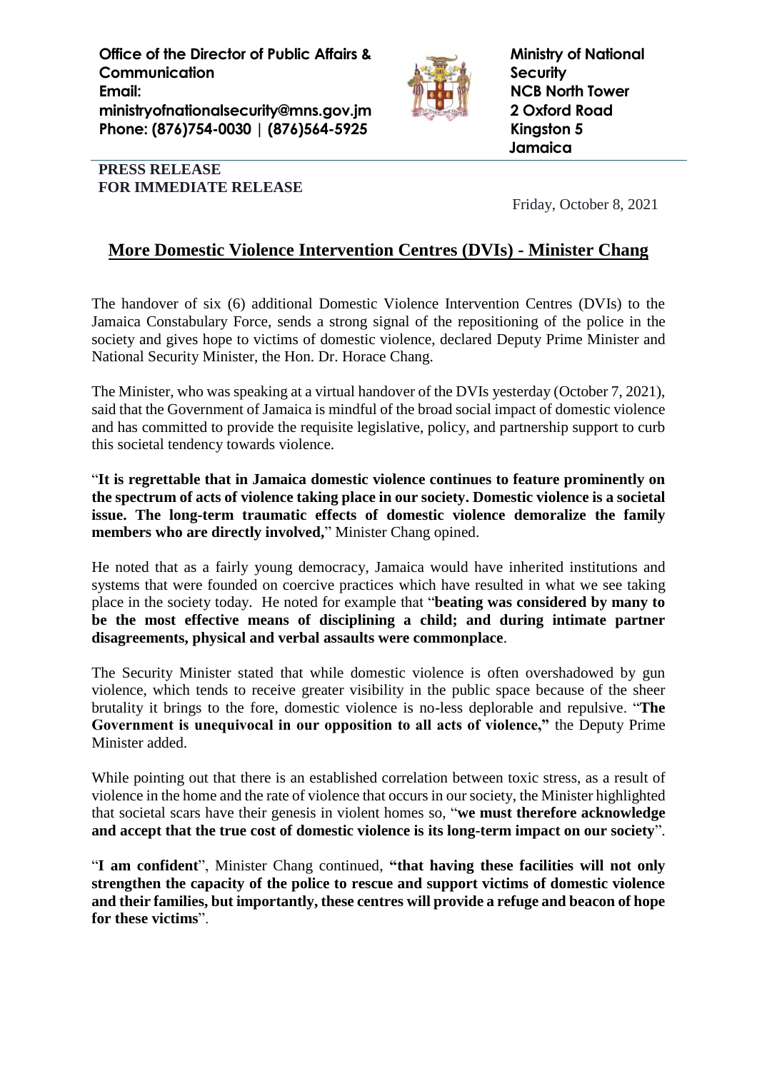**Office of the Director of Public Affairs & Communication**
**Email: ministryofnationalsecurity@mns.gov.jm**
**Phone: (876)754-0030 | (876)564-5925**

**Ministry of National Security**
**NCB North Tower**
**2 Oxford Road**
**Kingston 5**
**Jamaica**

**PRESS RELEASE**
**FOR IMMEDIATE RELEASE**

Friday, October 8, 2021

# More Domestic Violence Intervention Centres (DVIs) - Minister Chang

The handover of six (6) additional Domestic Violence Intervention Centres (DVIs) to the Jamaica Constabulary Force, sends a strong signal of the repositioning of the police in the society and gives hope to victims of domestic violence, declared Deputy Prime Minister and National Security Minister, the Hon. Dr. Horace Chang.

The Minister, who was speaking at a virtual handover of the DVIs yesterday (October 7, 2021), said that the Government of Jamaica is mindful of the broad social impact of domestic violence and has committed to provide the requisite legislative, policy, and partnership support to curb this societal tendency towards violence.

"**It is regrettable that in Jamaica domestic violence continues to feature prominently on the spectrum of acts of violence taking place in our society. Domestic violence is a societal issue. The long-term traumatic effects of domestic violence demoralize the family members who are directly involved,**" Minister Chang opined.

He noted that as a fairly young democracy, Jamaica would have inherited institutions and systems that were founded on coercive practices which have resulted in what we see taking place in the society today. He noted for example that "**beating was considered by many to be the most effective means of disciplining a child; and during intimate partner disagreements, physical and verbal assaults were commonplace**.

The Security Minister stated that while domestic violence is often overshadowed by gun violence, which tends to receive greater visibility in the public space because of the sheer brutality it brings to the fore, domestic violence is no-less deplorable and repulsive. "**The Government is unequivocal in our opposition to all acts of violence,"** the Deputy Prime Minister added.

While pointing out that there is an established correlation between toxic stress, as a result of violence in the home and the rate of violence that occurs in our society, the Minister highlighted that societal scars have their genesis in violent homes so, "**we must therefore acknowledge and accept that the true cost of domestic violence is its long-term impact on our society**".

"**I am confident**", Minister Chang continued, **"that having these facilities will not only strengthen the capacity of the police to rescue and support victims of domestic violence and their families, but importantly, these centres will provide a refuge and beacon of hope for these victims**".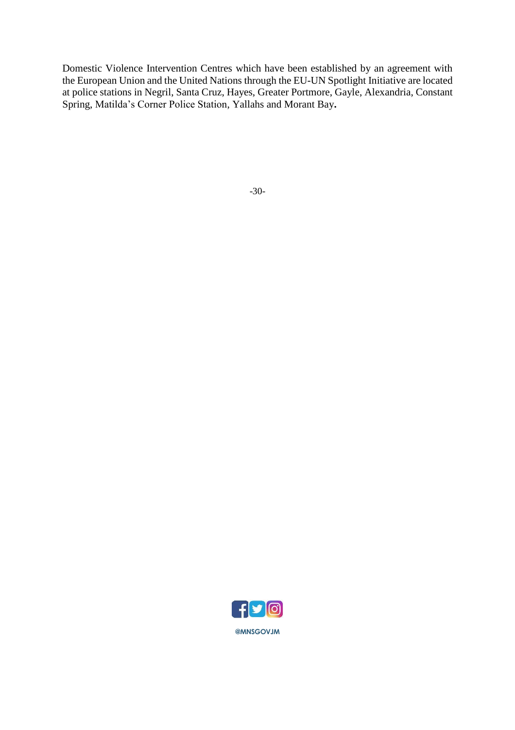Domestic Violence Intervention Centres which have been established by an agreement with the European Union and the United Nations through the EU-UN Spotlight Initiative are located at police stations in Negril, Santa Cruz, Hayes, Greater Portmore, Gayle, Alexandria, Constant Spring, Matilda's Corner Police Station, Yallahs and Morant Bay**.**

-30-

@MNSGOVJM